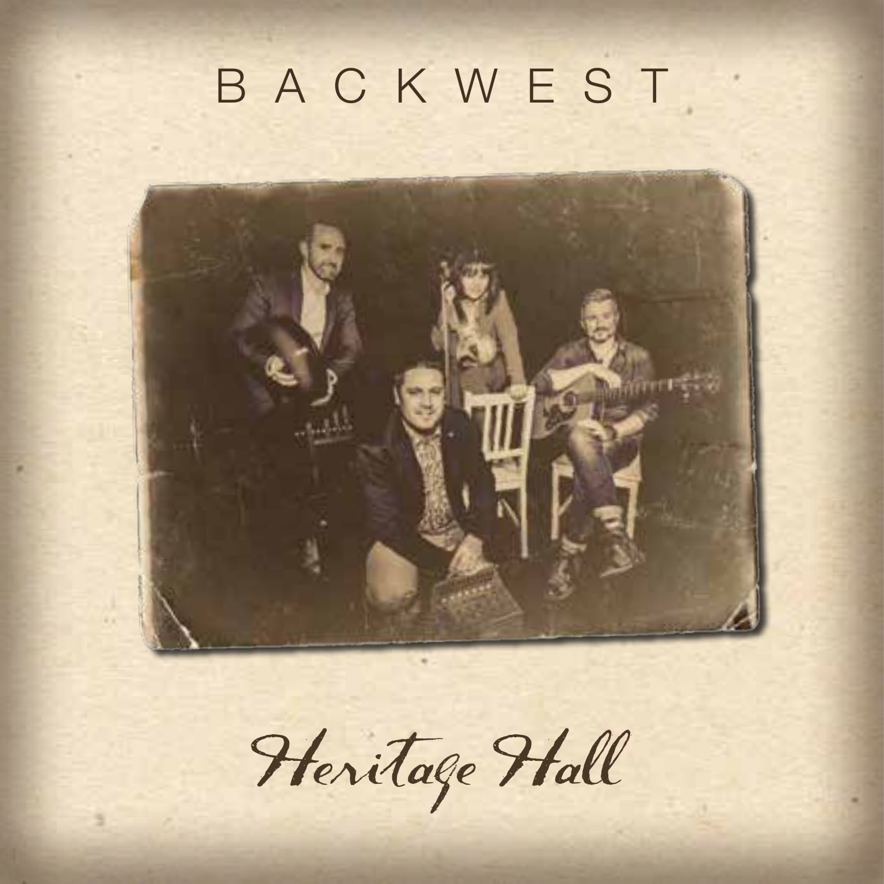# BACKWEST

*Heritage Hall*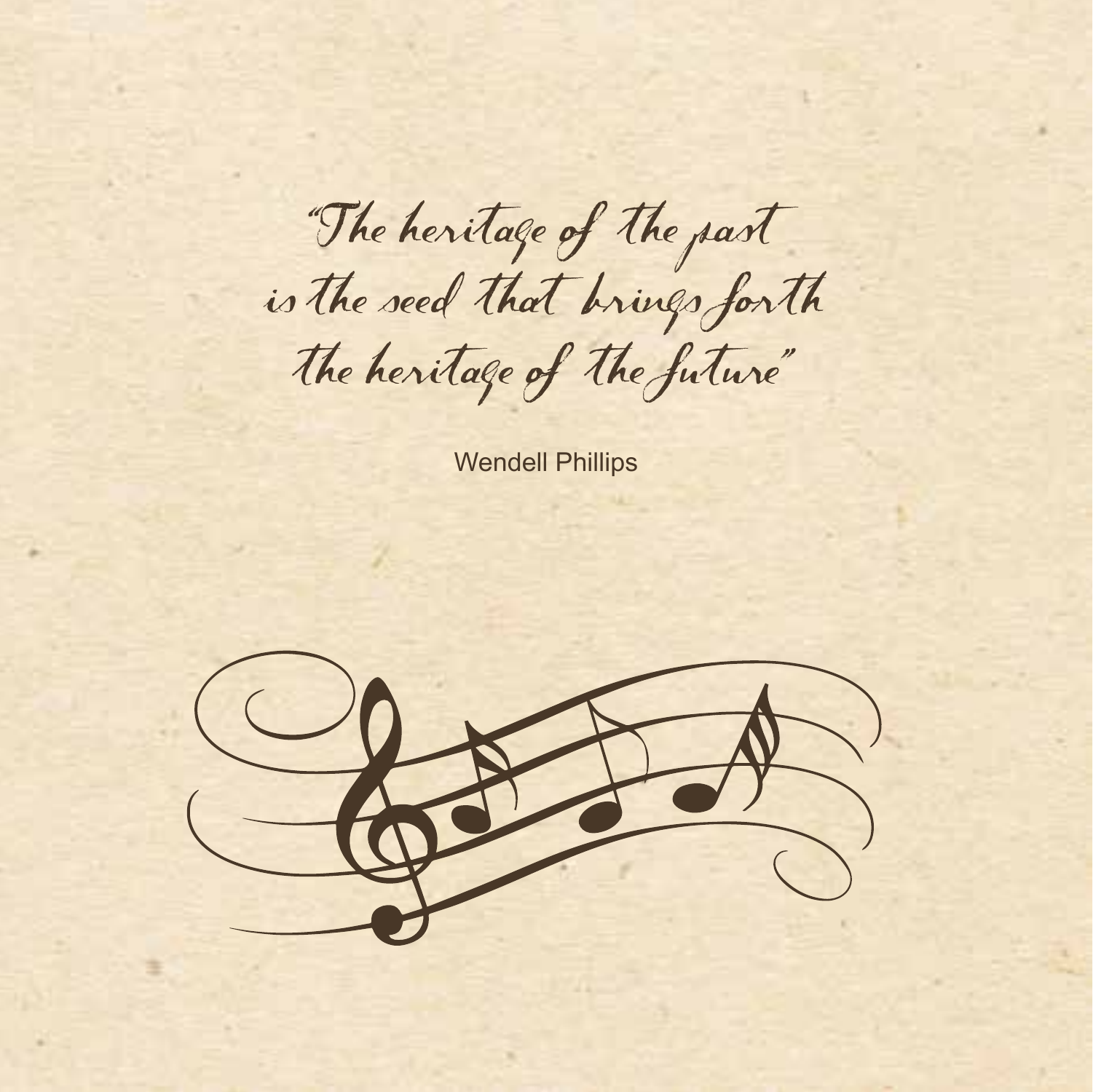*"The heritage of the past*
*is the seed that brings forth*
*the heritage of the future"*

Wendell Phillips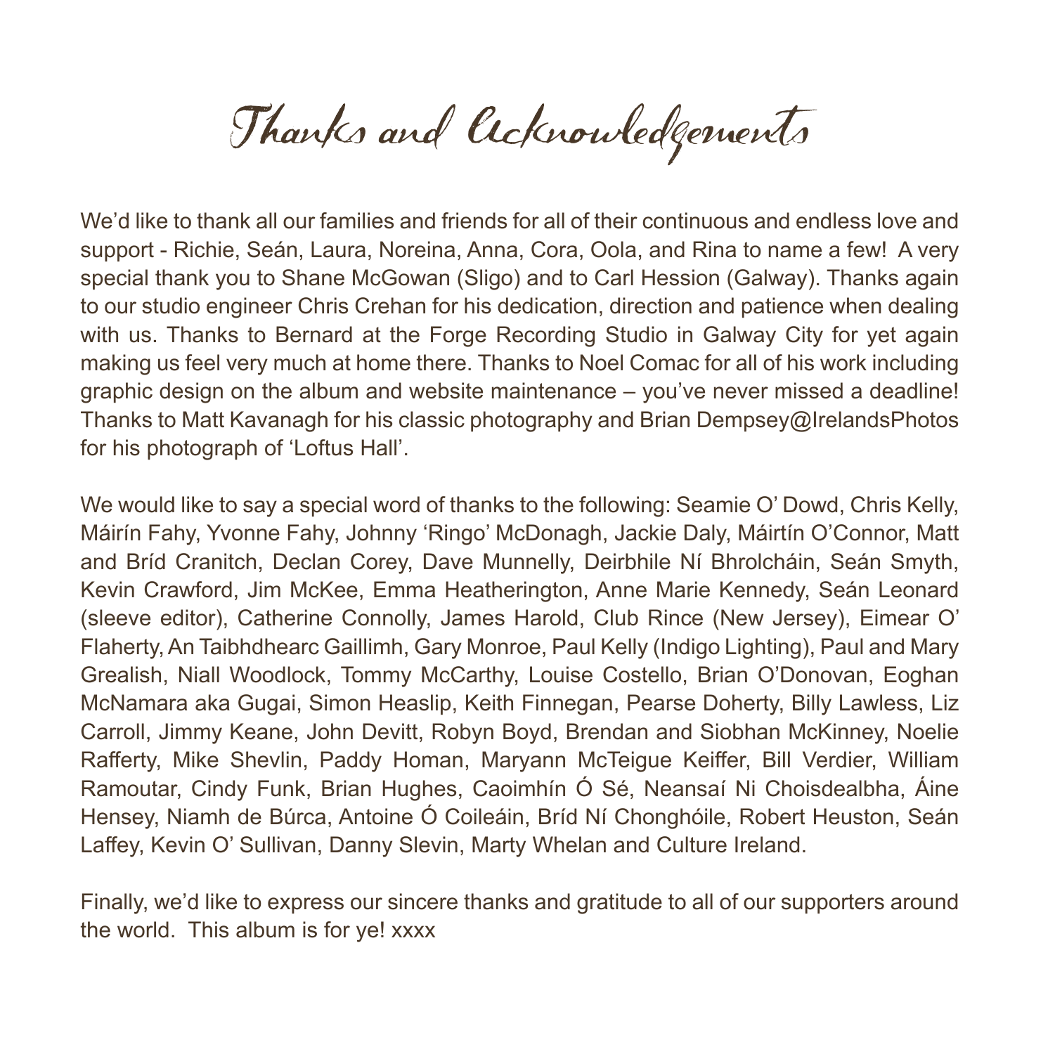# Thanks and Acknowledgements

We'd like to thank all our families and friends for all of their continuous and endless love and support - Richie, Seán, Laura, Noreina, Anna, Cora, Oola, and Rina to name a few! A very special thank you to Shane McGowan (Sligo) and to Carl Hession (Galway). Thanks again to our studio engineer Chris Crehan for his dedication, direction and patience when dealing with us. Thanks to Bernard at the Forge Recording Studio in Galway City for yet again making us feel very much at home there. Thanks to Noel Comac for all of his work including graphic design on the album and website maintenance – you've never missed a deadline! Thanks to Matt Kavanagh for his classic photography and Brian Dempsey@IrelandsPhotos for his photograph of 'Loftus Hall'.

We would like to say a special word of thanks to the following: Seamie O' Dowd, Chris Kelly, Máirín Fahy, Yvonne Fahy, Johnny 'Ringo' McDonagh, Jackie Daly, Máirtín O'Connor, Matt and Bríd Cranitch, Declan Corey, Dave Munnelly, Deirbhile Ní Bhrolcháin, Seán Smyth, Kevin Crawford, Jim McKee, Emma Heatherington, Anne Marie Kennedy, Seán Leonard (sleeve editor), Catherine Connolly, James Harold, Club Rince (New Jersey), Eimear O' Flaherty, An Taibhdhearc Gaillimh, Gary Monroe, Paul Kelly (Indigo Lighting), Paul and Mary Grealish, Niall Woodlock, Tommy McCarthy, Louise Costello, Brian O'Donovan, Eoghan McNamara aka Gugai, Simon Heaslip, Keith Finnegan, Pearse Doherty, Billy Lawless, Liz Carroll, Jimmy Keane, John Devitt, Robyn Boyd, Brendan and Siobhan McKinney, Noelie Rafferty, Mike Shevlin, Paddy Homan, Maryann McTeigue Keiffer, Bill Verdier, William Ramoutar, Cindy Funk, Brian Hughes, Caoimhín Ó Sé, Neansaí Ni Choisdealbha, Áine Hensey, Niamh de Búrca, Antoine Ó Coileáin, Bríd Ní Chonghóile, Robert Heuston, Seán Laffey, Kevin O' Sullivan, Danny Slevin, Marty Whelan and Culture Ireland.

Finally, we'd like to express our sincere thanks and gratitude to all of our supporters around the world. This album is for ye! xxxx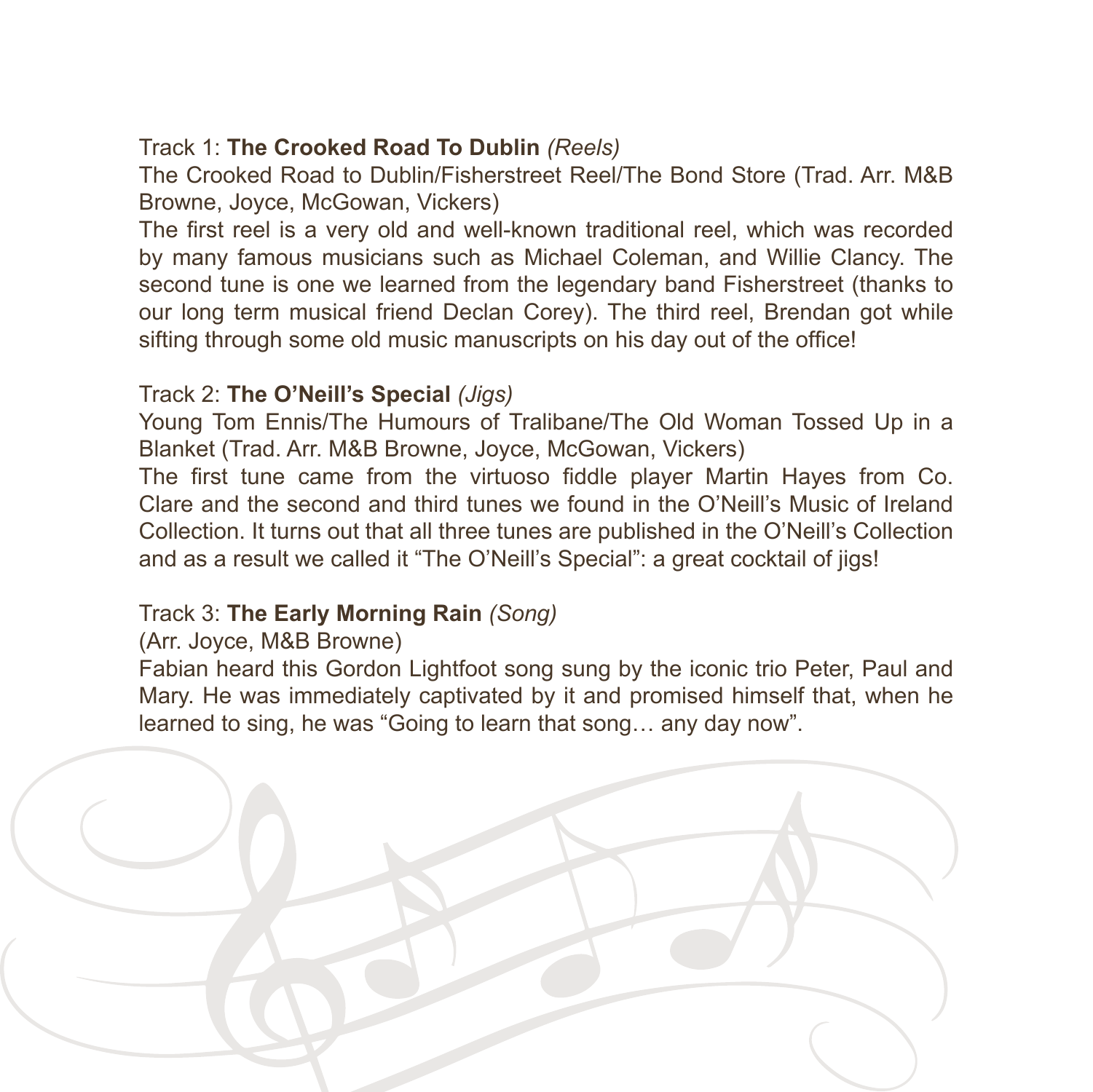Track 1: **The Crooked Road To Dublin** *(Reels)*

The Crooked Road to Dublin/Fisherstreet Reel/The Bond Store (Trad. Arr. M&B Browne, Joyce, McGowan, Vickers)

The first reel is a very old and well-known traditional reel, which was recorded by many famous musicians such as Michael Coleman, and Willie Clancy. The second tune is one we learned from the legendary band Fisherstreet (thanks to our long term musical friend Declan Corey). The third reel, Brendan got while sifting through some old music manuscripts on his day out of the office!

Track 2: **The O'Neill's Special** *(Jigs)*

Young Tom Ennis/The Humours of Tralibane/The Old Woman Tossed Up in a Blanket (Trad. Arr. M&B Browne, Joyce, McGowan, Vickers)

The first tune came from the virtuoso fiddle player Martin Hayes from Co. Clare and the second and third tunes we found in the O'Neill's Music of Ireland Collection. It turns out that all three tunes are published in the O'Neill's Collection and as a result we called it "The O'Neill's Special": a great cocktail of jigs!

Track 3: **The Early Morning Rain** *(Song)*

(Arr. Joyce, M&B Browne)

Fabian heard this Gordon Lightfoot song sung by the iconic trio Peter, Paul and Mary. He was immediately captivated by it and promised himself that, when he learned to sing, he was "Going to learn that song… any day now".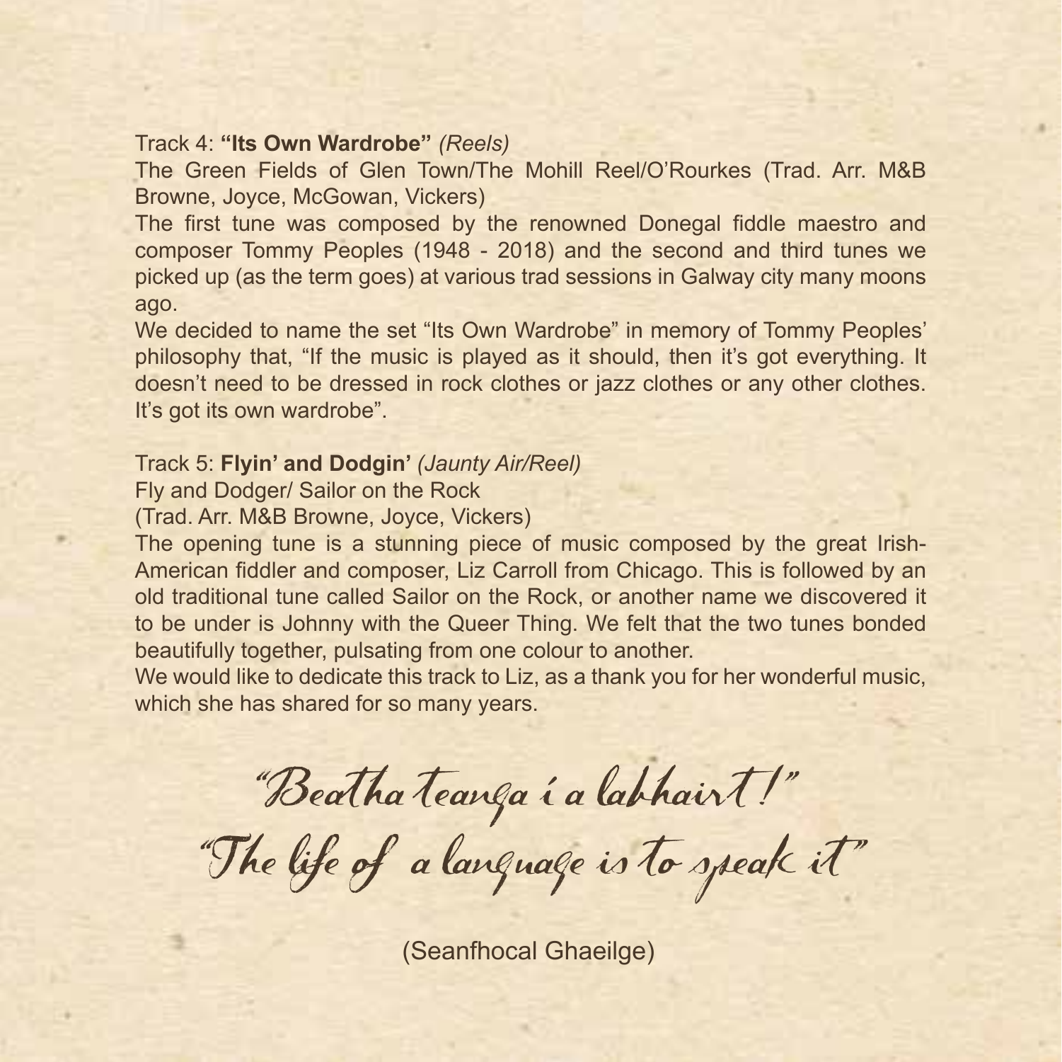Track 4: **"Its Own Wardrobe"** *(Reels)*

The Green Fields of Glen Town/The Mohill Reel/O'Rourkes (Trad. Arr. M&B Browne, Joyce, McGowan, Vickers)

The first tune was composed by the renowned Donegal fiddle maestro and composer Tommy Peoples (1948 - 2018) and the second and third tunes we picked up (as the term goes) at various trad sessions in Galway city many moons ago.

We decided to name the set "Its Own Wardrobe" in memory of Tommy Peoples' philosophy that, "If the music is played as it should, then it's got everything. It doesn't need to be dressed in rock clothes or jazz clothes or any other clothes. It's got its own wardrobe".

Track 5: **Flyin' and Dodgin'** *(Jaunty Air/Reel)*

Fly and Dodger/ Sailor on the Rock

(Trad. Arr. M&B Browne, Joyce, Vickers)

The opening tune is a stunning piece of music composed by the great Irish-American fiddler and composer, Liz Carroll from Chicago. This is followed by an old traditional tune called Sailor on the Rock, or another name we discovered it to be under is Johnny with the Queer Thing. We felt that the two tunes bonded beautifully together, pulsating from one colour to another.

We would like to dedicate this track to Liz, as a thank you for her wonderful music, which she has shared for so many years.

*"Beatha teanga í a labhairt!"*

*"The life of a language is to speak it"*

(Seanfhocal Ghaeilge)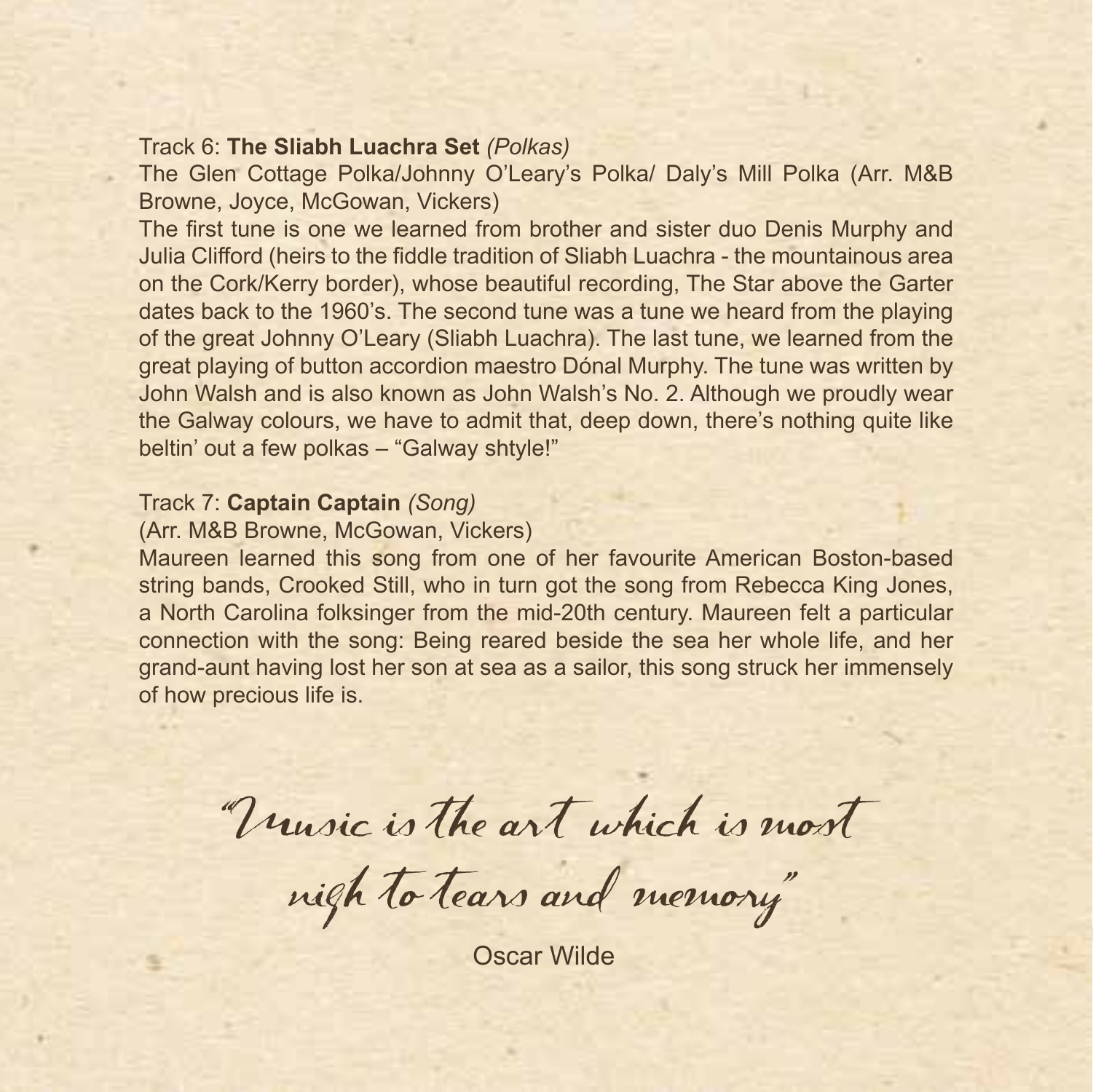Track 6: **The Sliabh Luachra Set** *(Polkas)*

The Glen Cottage Polka/Johnny O'Leary's Polka/ Daly's Mill Polka (Arr. M&B Browne, Joyce, McGowan, Vickers)

The first tune is one we learned from brother and sister duo Denis Murphy and Julia Clifford (heirs to the fiddle tradition of Sliabh Luachra - the mountainous area on the Cork/Kerry border), whose beautiful recording, The Star above the Garter dates back to the 1960's. The second tune was a tune we heard from the playing of the great Johnny O'Leary (Sliabh Luachra). The last tune, we learned from the great playing of button accordion maestro Dónal Murphy. The tune was written by John Walsh and is also known as John Walsh's No. 2. Although we proudly wear the Galway colours, we have to admit that, deep down, there's nothing quite like beltin' out a few polkas – "Galway shtyle!"

Track 7: **Captain Captain** *(Song)*

(Arr. M&B Browne, McGowan, Vickers)

Maureen learned this song from one of her favourite American Boston-based string bands, Crooked Still, who in turn got the song from Rebecca King Jones, a North Carolina folksinger from the mid-20th century. Maureen felt a particular connection with the song: Being reared beside the sea her whole life, and her grand-aunt having lost her son at sea as a sailor, this song struck her immensely of how precious life is.

*"Music is the art which is most nigh to tears and memory"*

Oscar Wilde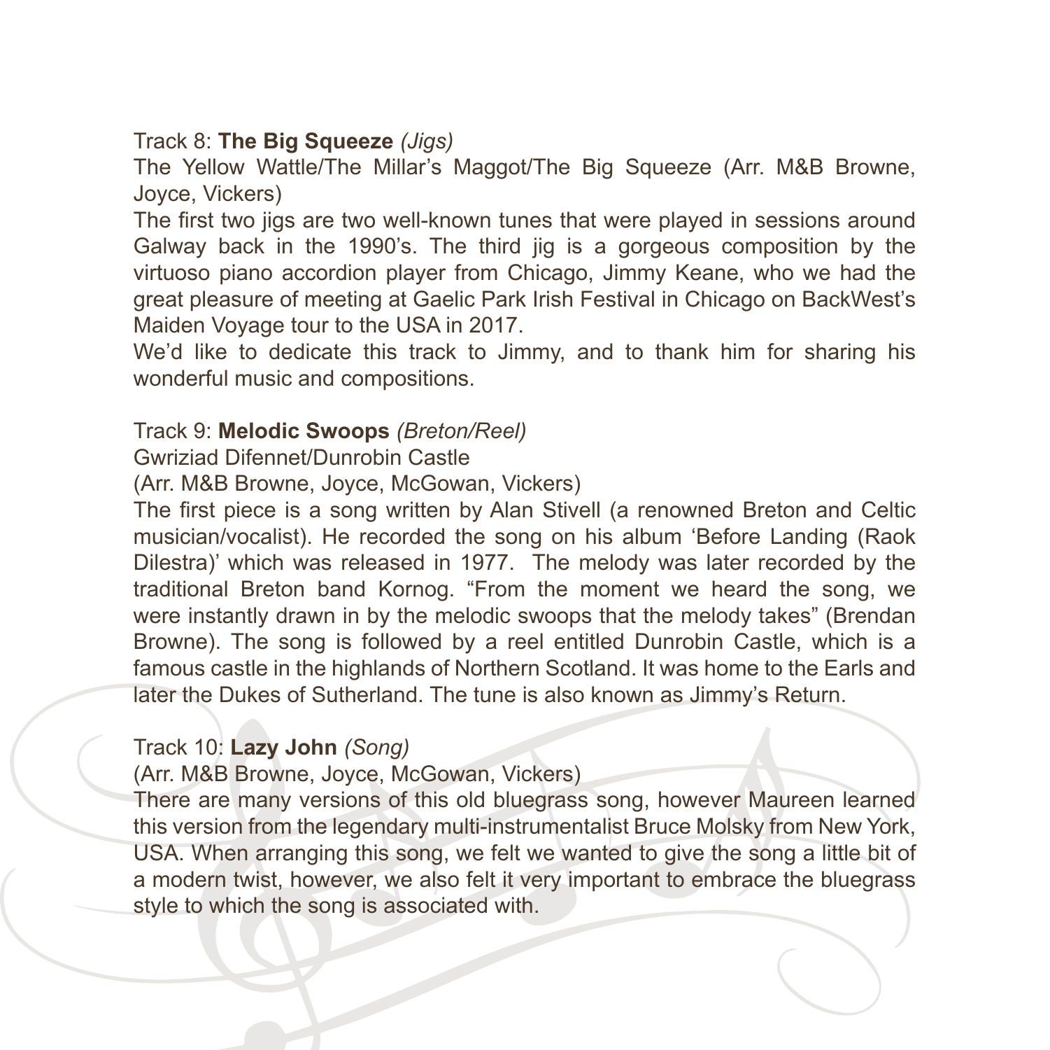Track 8: **The Big Squeeze** *(Jigs)*

The Yellow Wattle/The Millar's Maggot/The Big Squeeze (Arr. M&B Browne, Joyce, Vickers)

The first two jigs are two well-known tunes that were played in sessions around Galway back in the 1990's. The third jig is a gorgeous composition by the virtuoso piano accordion player from Chicago, Jimmy Keane, who we had the great pleasure of meeting at Gaelic Park Irish Festival in Chicago on BackWest's Maiden Voyage tour to the USA in 2017.

We'd like to dedicate this track to Jimmy, and to thank him for sharing his wonderful music and compositions.

Track 9: **Melodic Swoops** *(Breton/Reel)*

Gwriziad Difennet/Dunrobin Castle

(Arr. M&B Browne, Joyce, McGowan, Vickers)

The first piece is a song written by Alan Stivell (a renowned Breton and Celtic musician/vocalist). He recorded the song on his album 'Before Landing (Raok Dilestra)' which was released in 1977. The melody was later recorded by the traditional Breton band Kornog. "From the moment we heard the song, we were instantly drawn in by the melodic swoops that the melody takes" (Brendan Browne). The song is followed by a reel entitled Dunrobin Castle, which is a famous castle in the highlands of Northern Scotland. It was home to the Earls and later the Dukes of Sutherland. The tune is also known as Jimmy's Return.

Track 10: **Lazy John** *(Song)*

(Arr. M&B Browne, Joyce, McGowan, Vickers)

There are many versions of this old bluegrass song, however Maureen learned this version from the legendary multi-instrumentalist Bruce Molsky from New York, USA. When arranging this song, we felt we wanted to give the song a little bit of a modern twist, however, we also felt it very important to embrace the bluegrass style to which the song is associated with.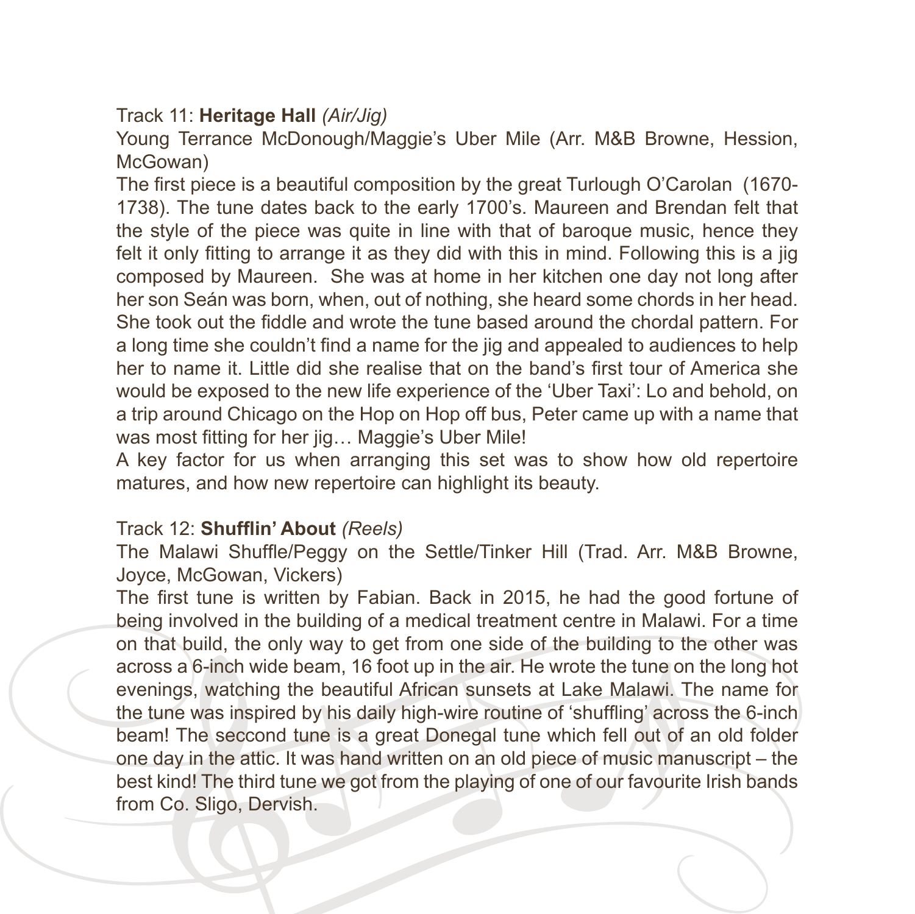Track 11: **Heritage Hall** *(Air/Jig)*

Young Terrance McDonough/Maggie's Uber Mile (Arr. M&B Browne, Hession, McGowan)

The first piece is a beautiful composition by the great Turlough O'Carolan (1670-1738). The tune dates back to the early 1700's. Maureen and Brendan felt that the style of the piece was quite in line with that of baroque music, hence they felt it only fitting to arrange it as they did with this in mind. Following this is a jig composed by Maureen. She was at home in her kitchen one day not long after her son Seán was born, when, out of nothing, she heard some chords in her head. She took out the fiddle and wrote the tune based around the chordal pattern. For a long time she couldn't find a name for the jig and appealed to audiences to help her to name it. Little did she realise that on the band's first tour of America she would be exposed to the new life experience of the 'Uber Taxi': Lo and behold, on a trip around Chicago on the Hop on Hop off bus, Peter came up with a name that was most fitting for her jig… Maggie's Uber Mile!

A key factor for us when arranging this set was to show how old repertoire matures, and how new repertoire can highlight its beauty.

Track 12: **Shufflin' About** *(Reels)*

The Malawi Shuffle/Peggy on the Settle/Tinker Hill (Trad. Arr. M&B Browne, Joyce, McGowan, Vickers)

The first tune is written by Fabian. Back in 2015, he had the good fortune of being involved in the building of a medical treatment centre in Malawi. For a time on that build, the only way to get from one side of the building to the other was across a 6-inch wide beam, 16 foot up in the air. He wrote the tune on the long hot evenings, watching the beautiful African sunsets at Lake Malawi. The name for the tune was inspired by his daily high-wire routine of 'shuffling' across the 6-inch beam! The seccond tune is a great Donegal tune which fell out of an old folder one day in the attic. It was hand written on an old piece of music manuscript – the best kind! The third tune we got from the playing of one of our favourite Irish bands from Co. Sligo, Dervish.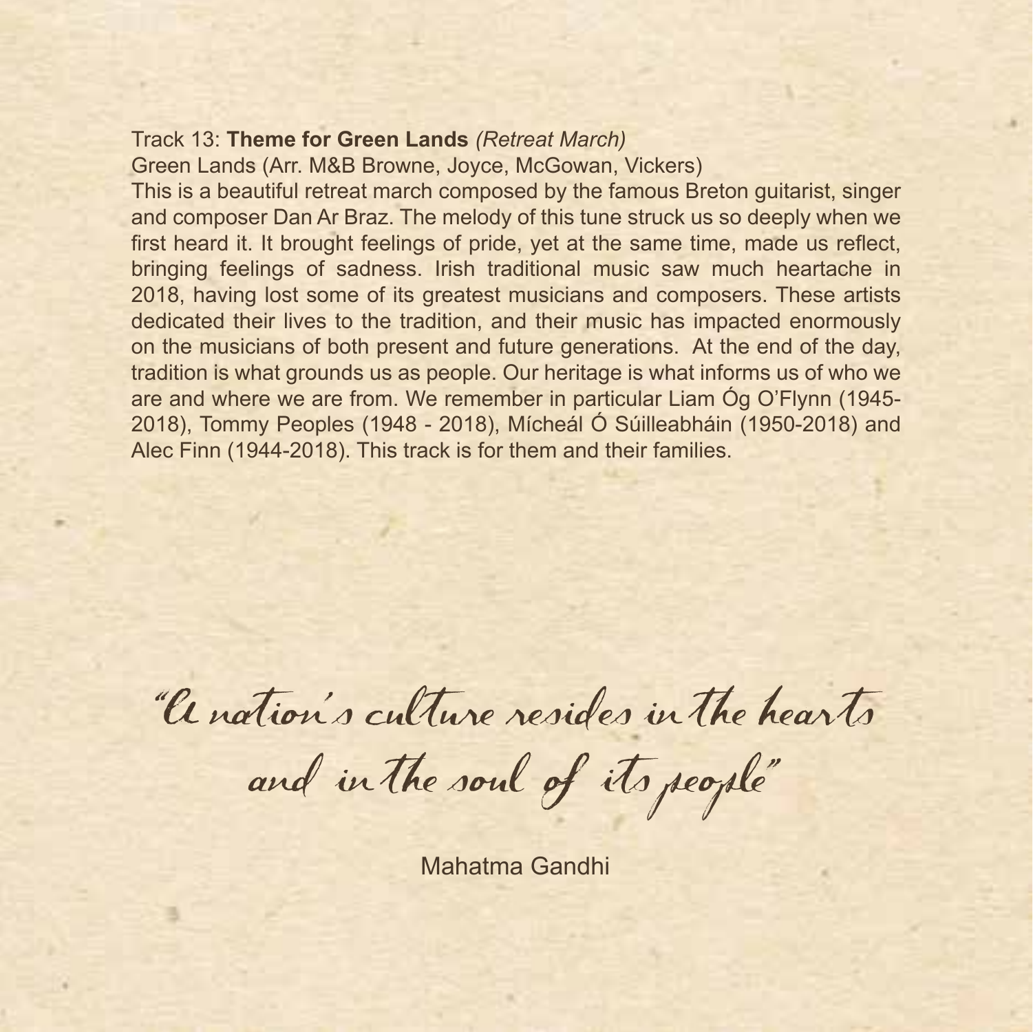Track 13: **Theme for Green Lands** *(Retreat March)*

Green Lands (Arr. M&B Browne, Joyce, McGowan, Vickers)

This is a beautiful retreat march composed by the famous Breton guitarist, singer and composer Dan Ar Braz. The melody of this tune struck us so deeply when we first heard it. It brought feelings of pride, yet at the same time, made us reflect, bringing feelings of sadness. Irish traditional music saw much heartache in 2018, having lost some of its greatest musicians and composers. These artists dedicated their lives to the tradition, and their music has impacted enormously on the musicians of both present and future generations. At the end of the day, tradition is what grounds us as people. Our heritage is what informs us of who we are and where we are from. We remember in particular Liam Óg O'Flynn (1945-2018), Tommy Peoples (1948 - 2018), Mícheál Ó Súilleabháin (1950-2018) and Alec Finn (1944-2018). This track is for them and their families.

*"A nation's culture resides in the hearts and in the soul of its people"*

Mahatma Gandhi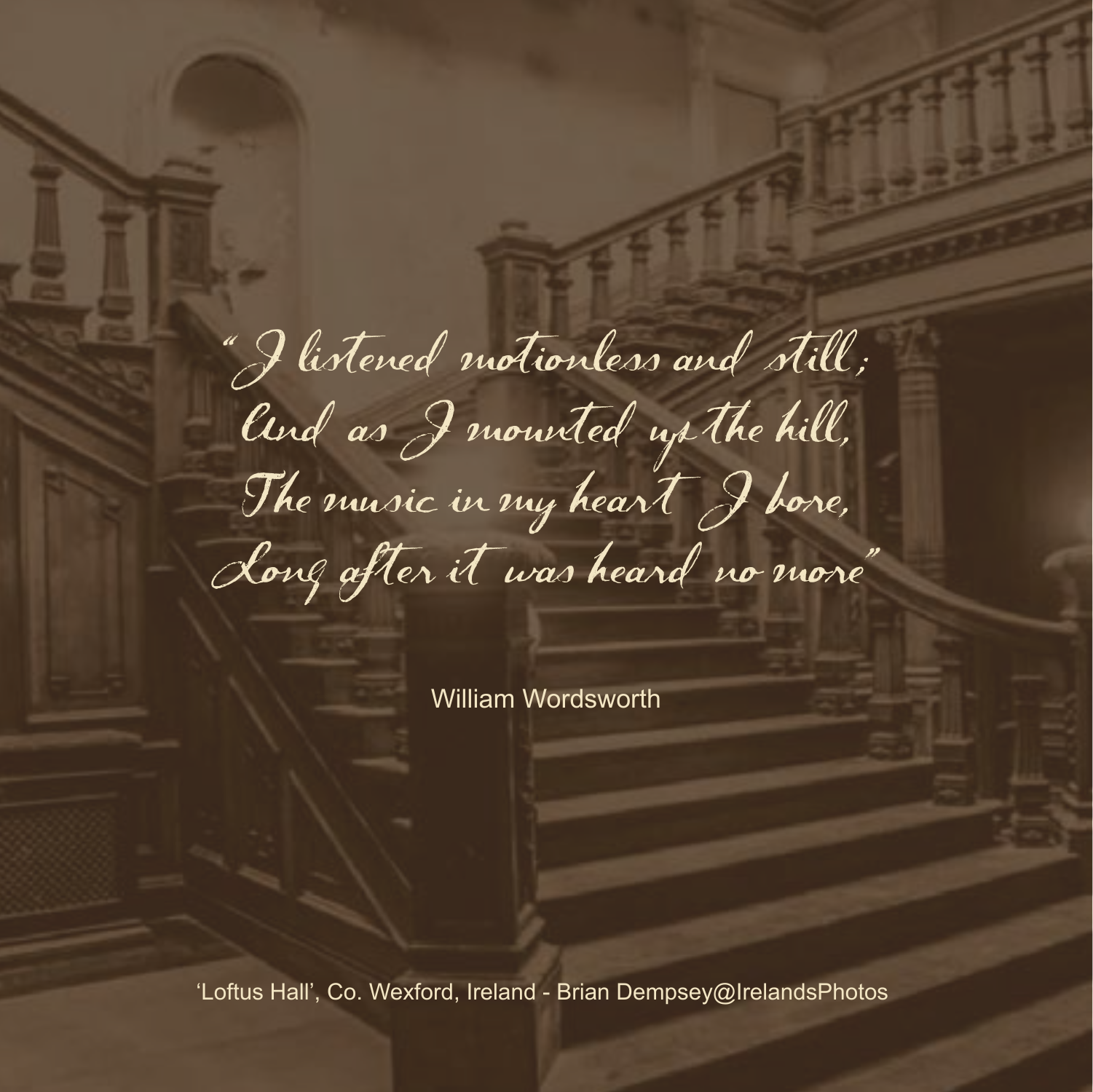"I listened motionless and still;
And as I mounted up the hill,
The music in my heart I bore,
Long after it was heard no more"

William Wordsworth

'Loftus Hall', Co. Wexford, Ireland - Brian Dempsey@IrelandsPhotos